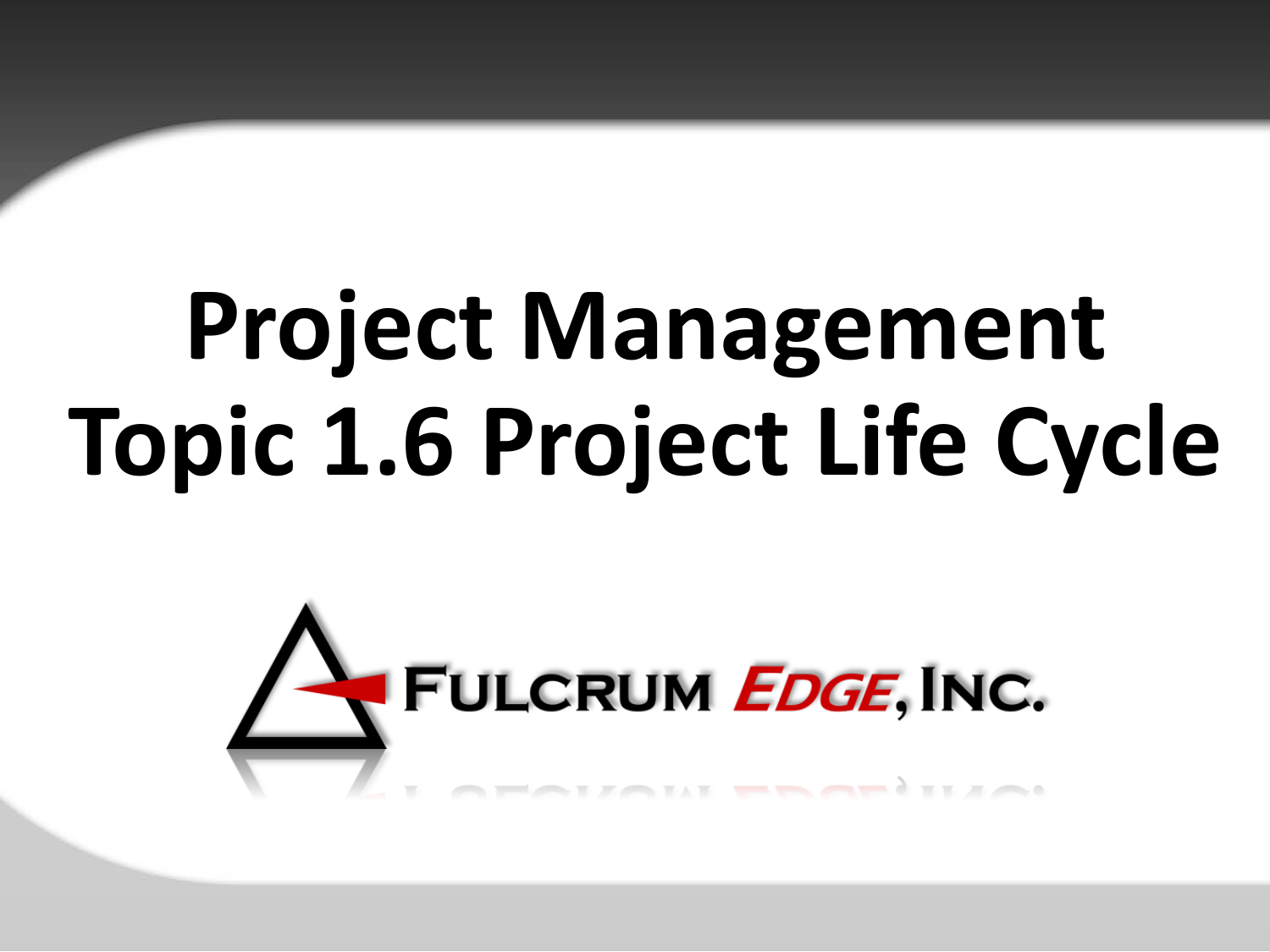# Project Management
# Topic 1.6 Project Life Cycle

FULCRUM EDGE, INC.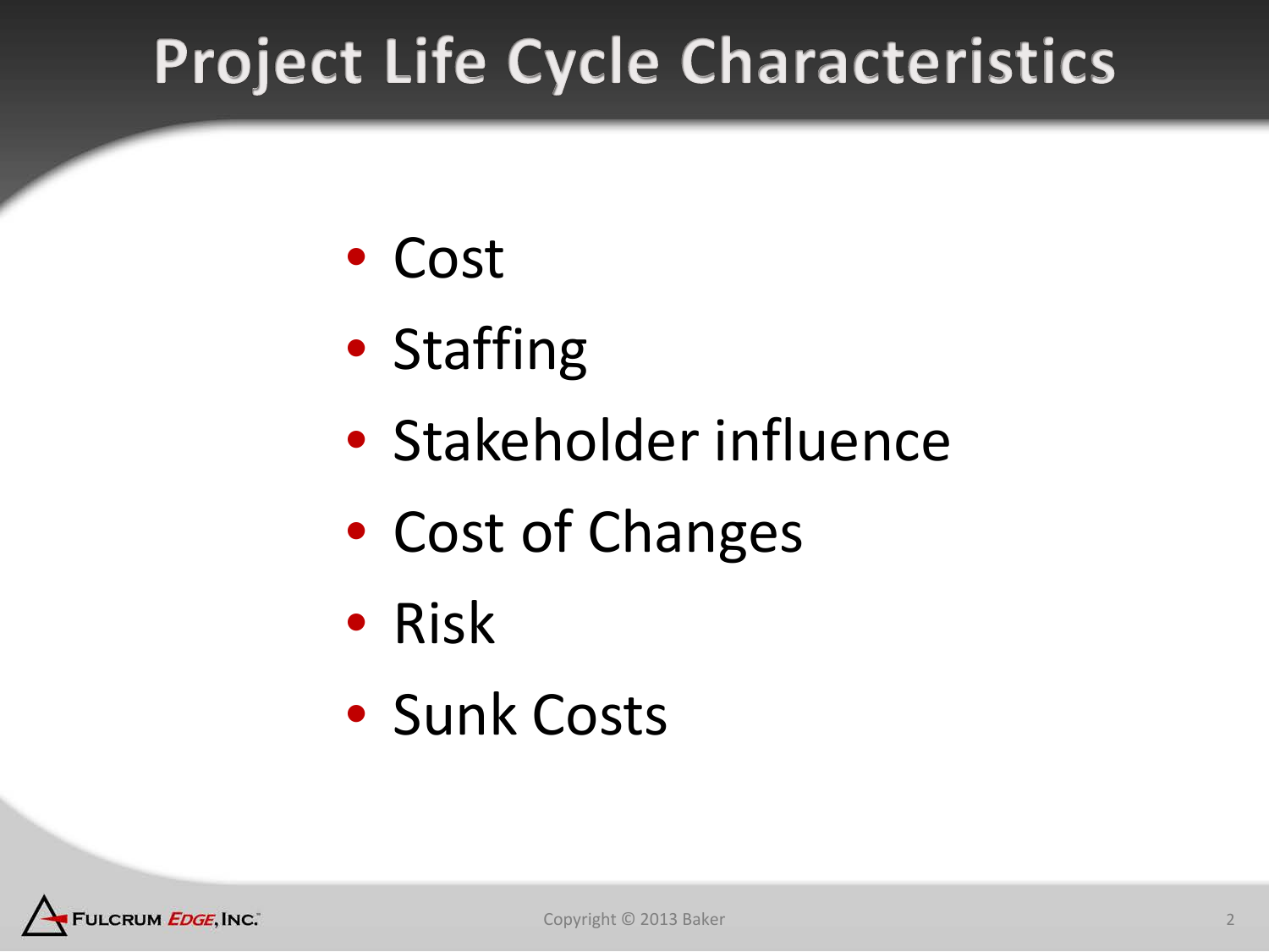# Project Life Cycle Characteristics

- Cost
- Staffing
- Stakeholder influence
- Cost of Changes
- Risk
- Sunk Costs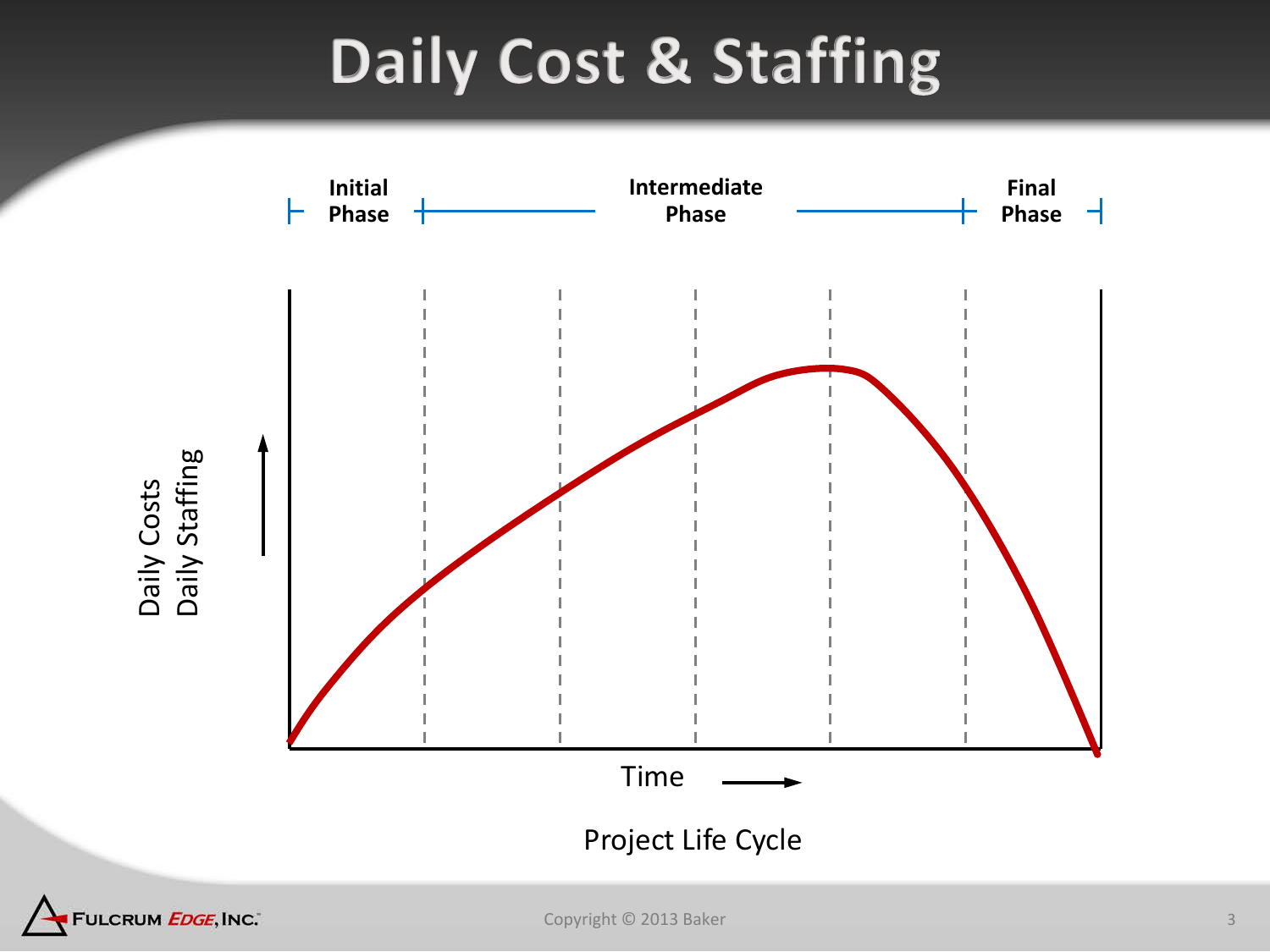# Daily Cost & Staffing

Initial Phase | Intermediate Phase | Final Phase

Daily Costs
Daily Staffing

Time

Project Life Cycle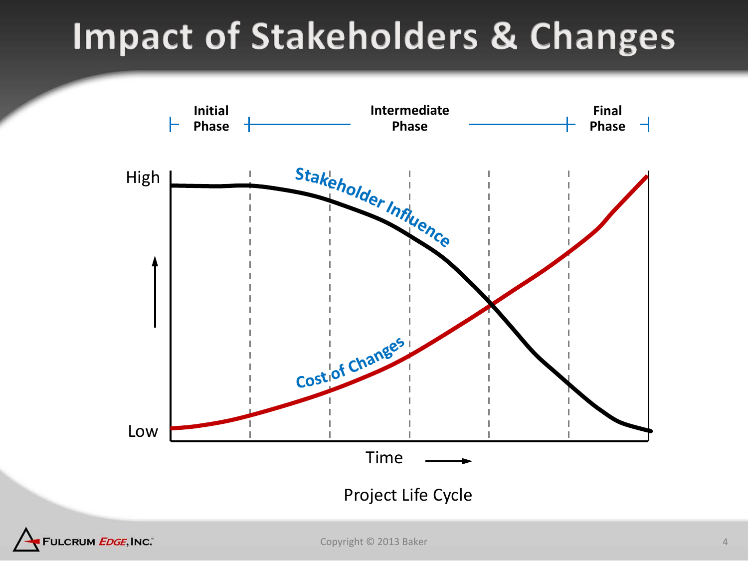# Impact of Stakeholders & Changes

Initial Phase — Intermediate Phase — Final Phase

High

Low

Stakeholder Influence

Cost of Changes

Time

Project Life Cycle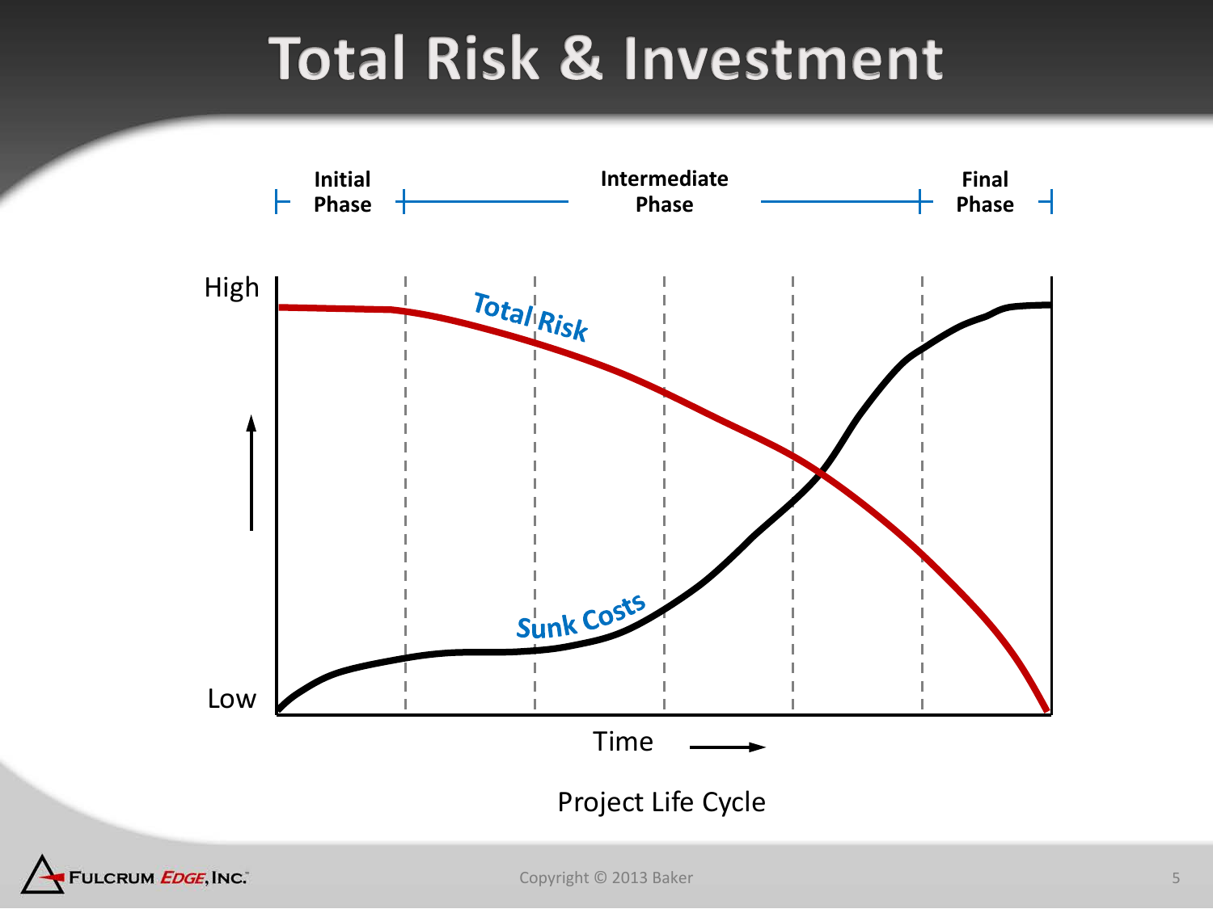# Total Risk & Investment

Initial Phase — Intermediate Phase — Final Phase

High

Total Risk

Sunk Costs

Low

Time

Project Life Cycle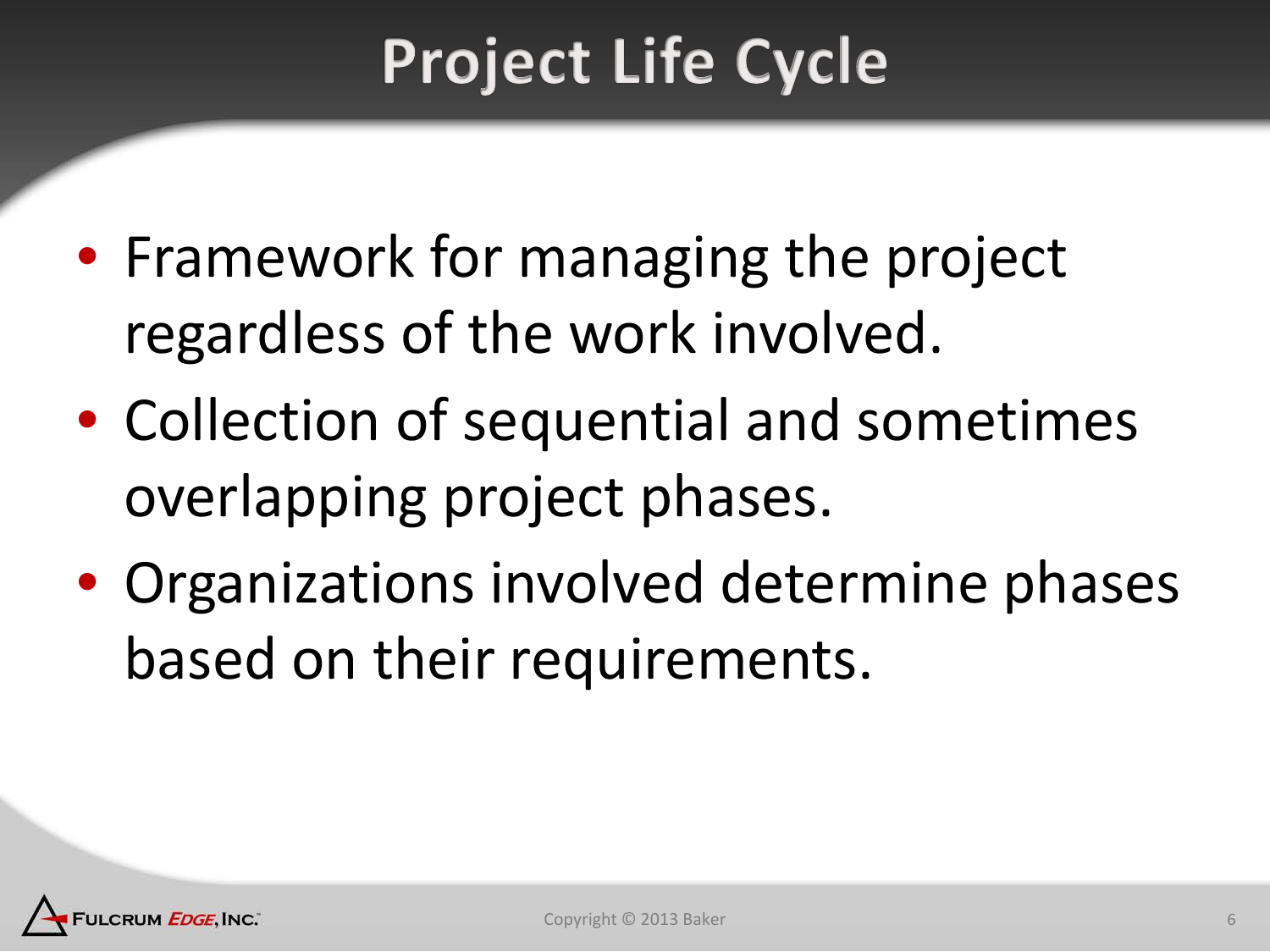# Project Life Cycle

- Framework for managing the project regardless of the work involved.
- Collection of sequential and sometimes overlapping project phases.
- Organizations involved determine phases based on their requirements.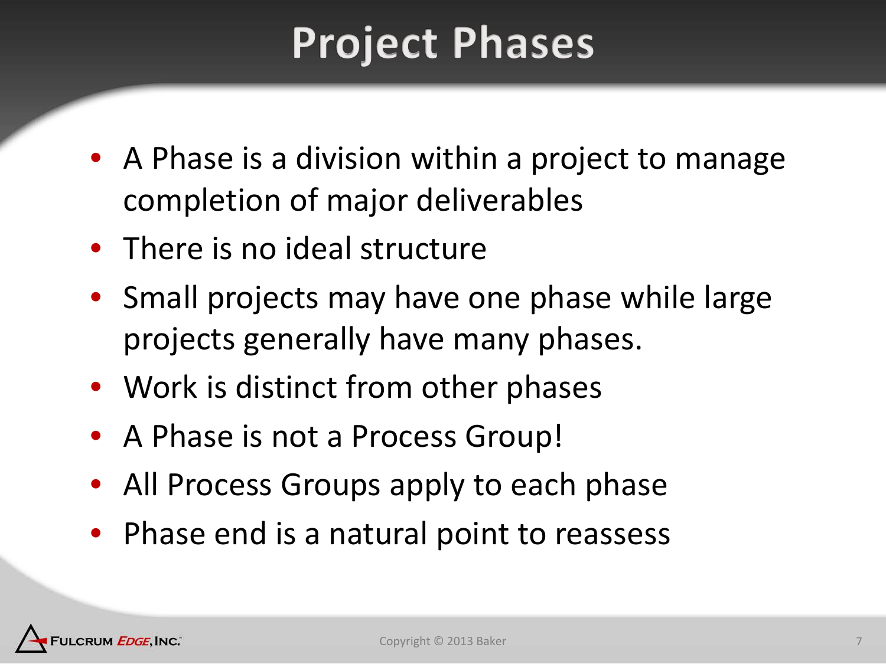# Project Phases

- A Phase is a division within a project to manage completion of major deliverables
- There is no ideal structure
- Small projects may have one phase while large projects generally have many phases.
- Work is distinct from other phases
- A Phase is not a Process Group!
- All Process Groups apply to each phase
- Phase end is a natural point to reassess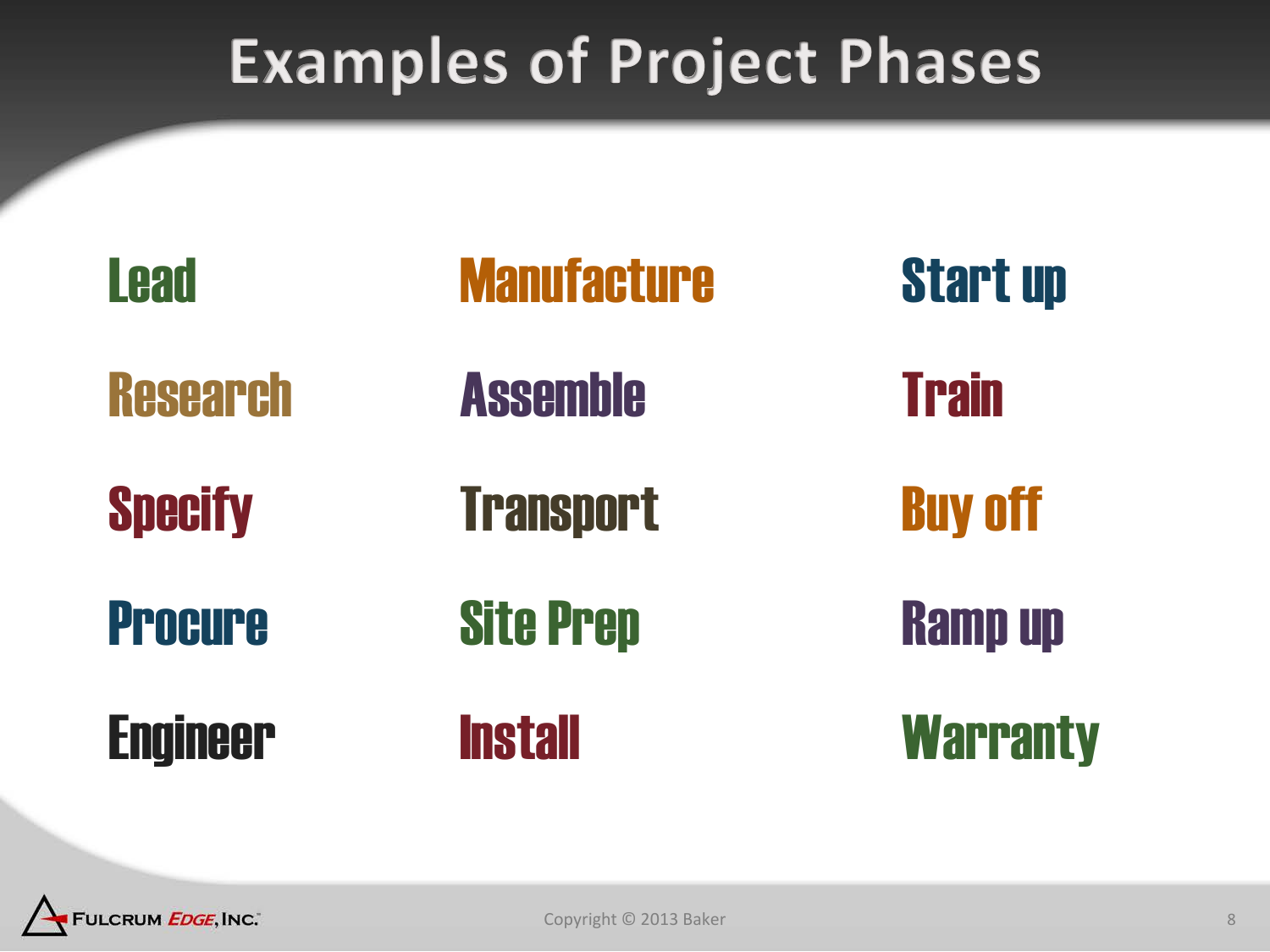# Examples of Project Phases

- Lead
- Research
- Specify
- Procure
- Engineer
- Manufacture
- Assemble
- Transport
- Site Prep
- Install
- Start up
- Train
- Buy off
- Ramp up
- Warranty

Fulcrum *Edge*, Inc.

Copyright © 2013 Baker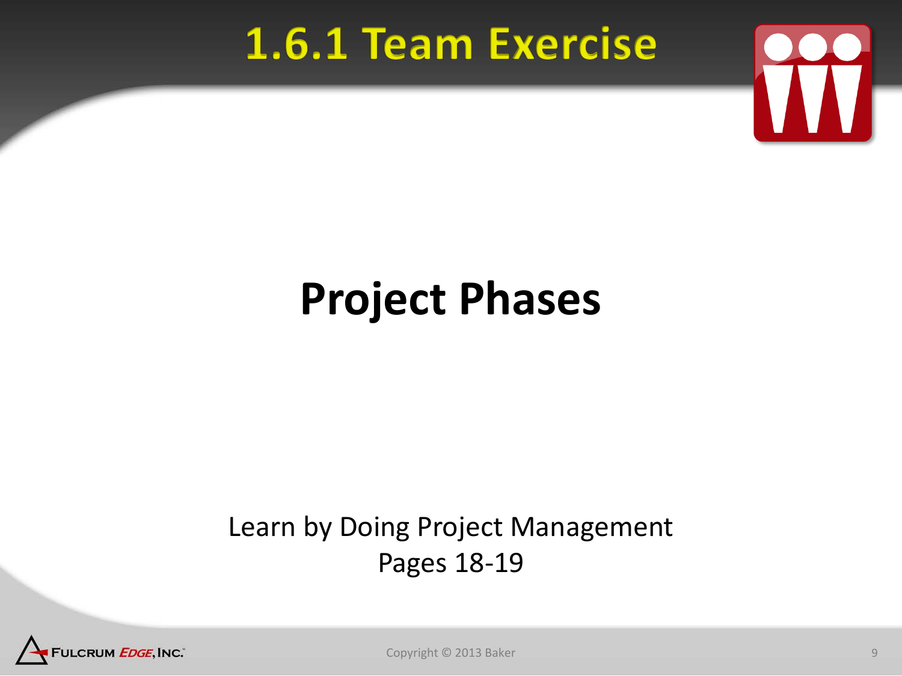# 1.6.1 Team Exercise

## Project Phases

Learn by Doing Project Management
Pages 18-19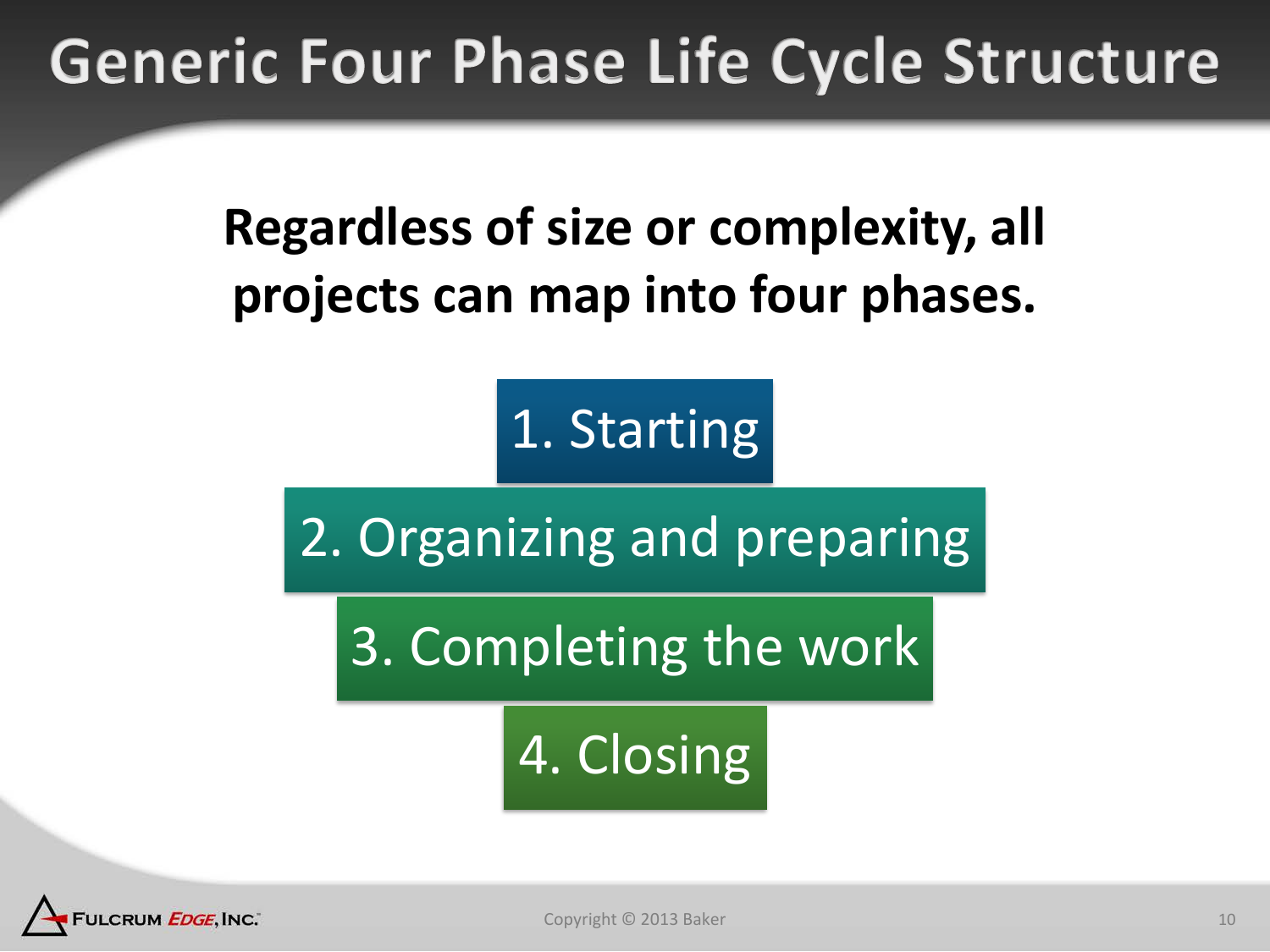# Generic Four Phase Life Cycle Structure

**Regardless of size or complexity, all projects can map into four phases.**

1. Starting
2. Organizing and preparing
3. Completing the work
4. Closing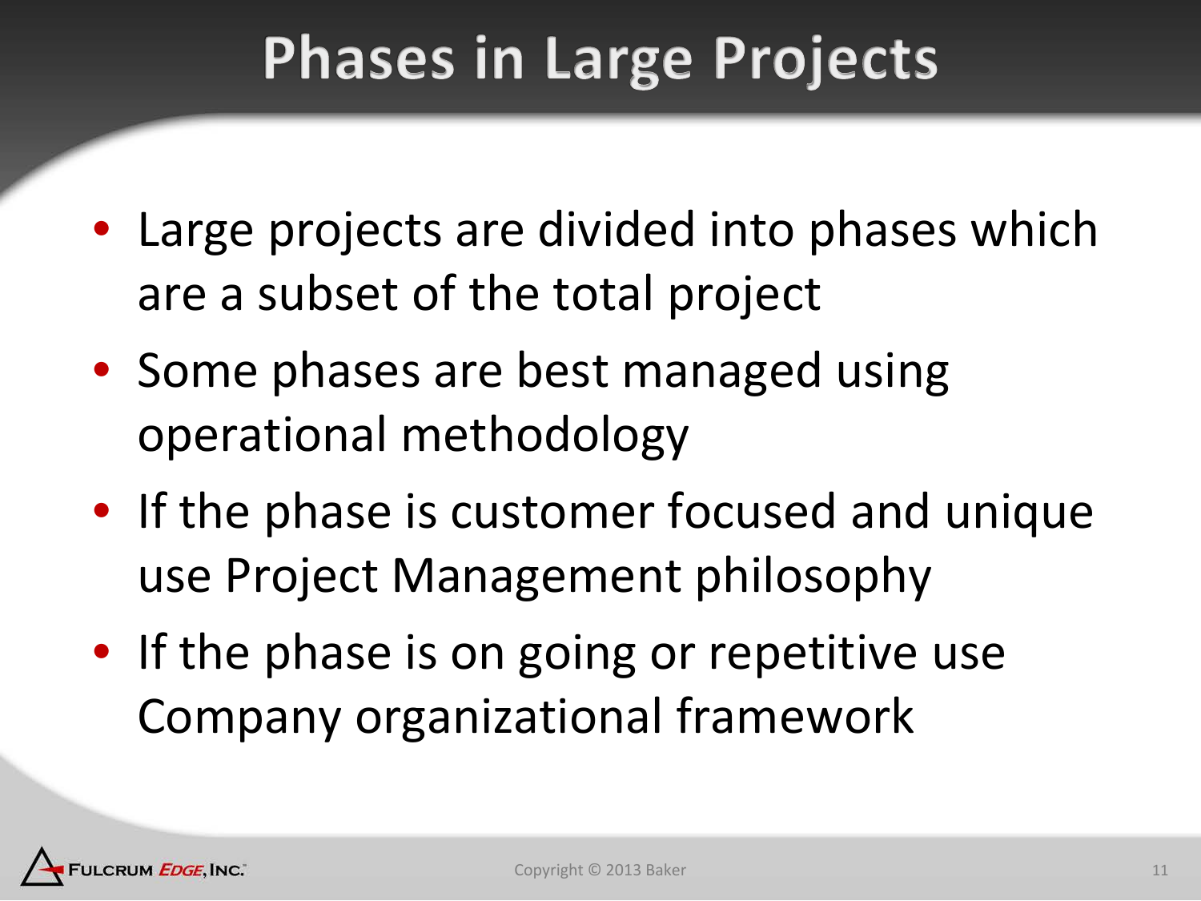# Phases in Large Projects

- Large projects are divided into phases which are a subset of the total project
- Some phases are best managed using operational methodology
- If the phase is customer focused and unique use Project Management philosophy
- If the phase is on going or repetitive use Company organizational framework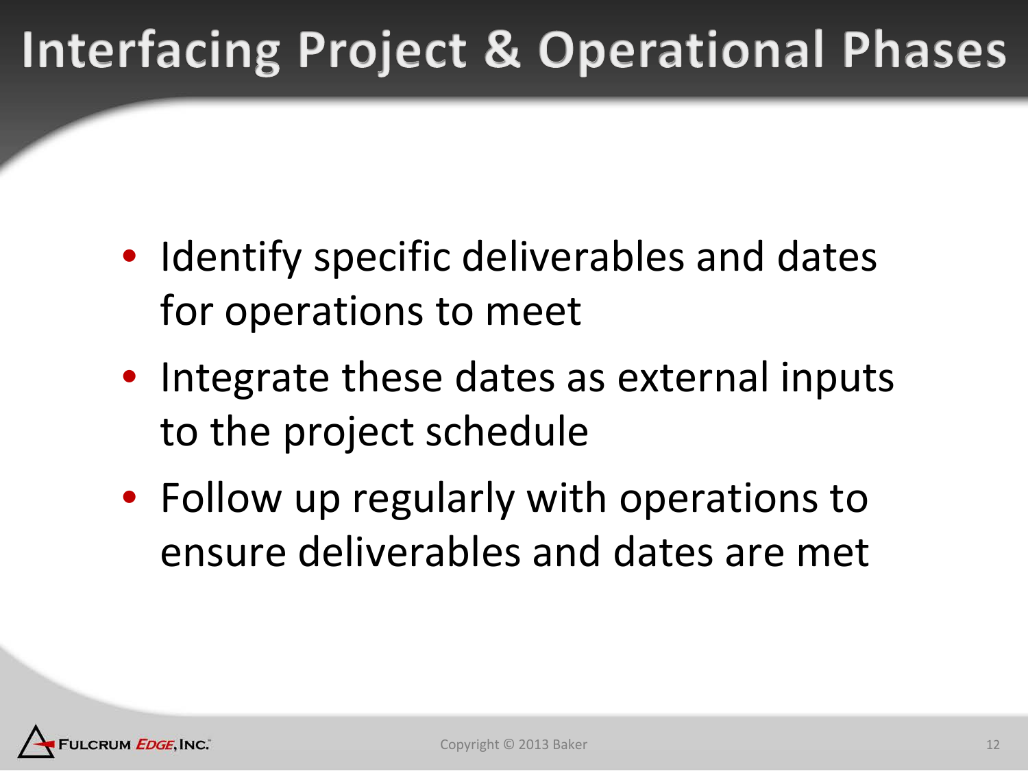# Interfacing Project & Operational Phases

- Identify specific deliverables and dates for operations to meet
- Integrate these dates as external inputs to the project schedule
- Follow up regularly with operations to ensure deliverables and dates are met